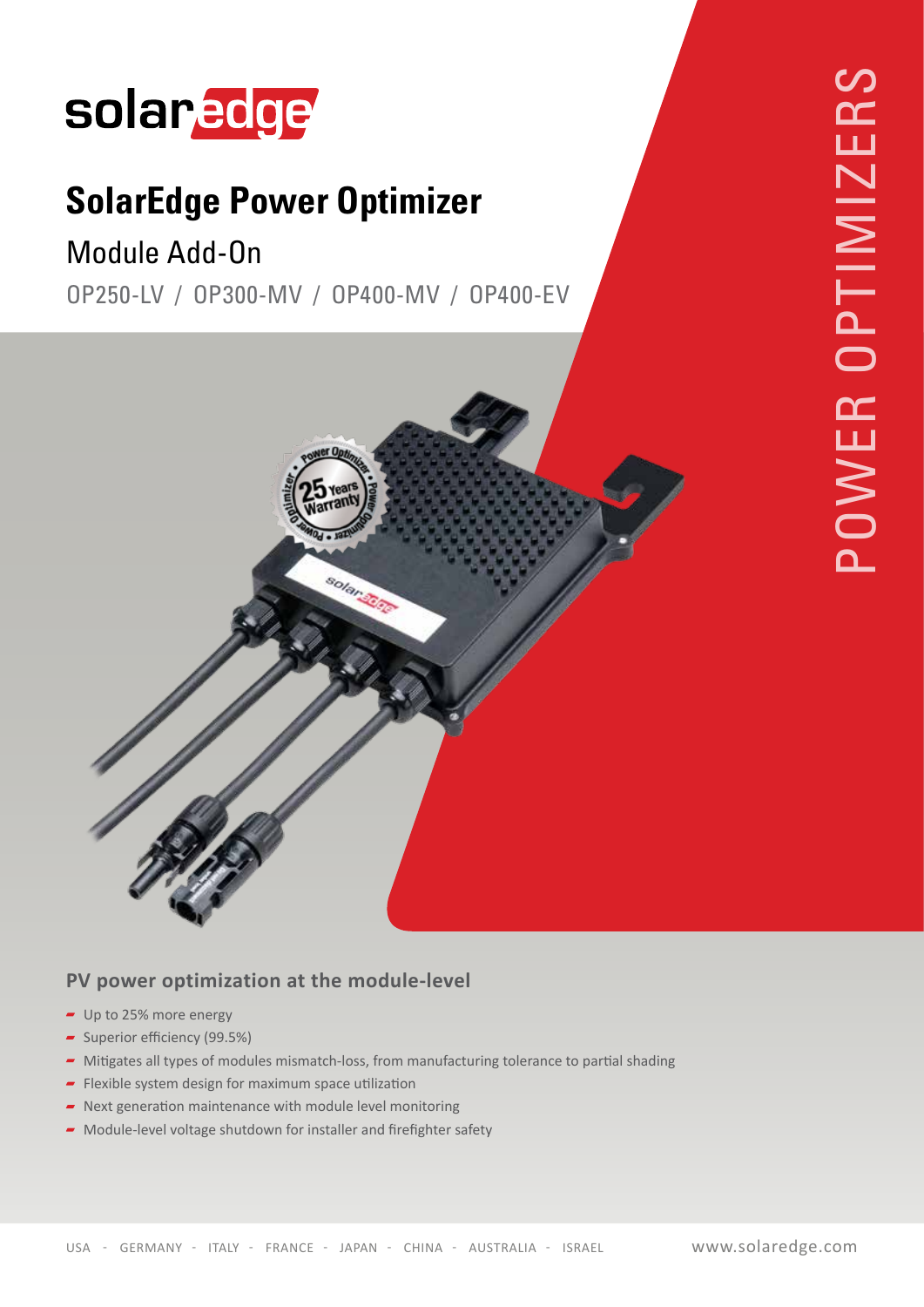# SolarEdge Power Optimizer

## Module Add-On

OP250-LV / OP300-MV / OP400-MV / OP400-EV

POWER OPTIMIZERS

### PV power optimization at the module-level

- Up to 25% more energy
- Superior efficiency (99.5%)
- Mitigates all types of modules mismatch-loss, from manufacturing tolerance to partial shading
- Flexible system design for maximum space utilization
- Next generation maintenance with module level monitoring
- Module-level voltage shutdown for installer and firefighter safety

USA - GERMANY - ITALY - FRANCE - JAPAN - CHINA - AUSTRALIA - ISRAEL

www.solaredge.com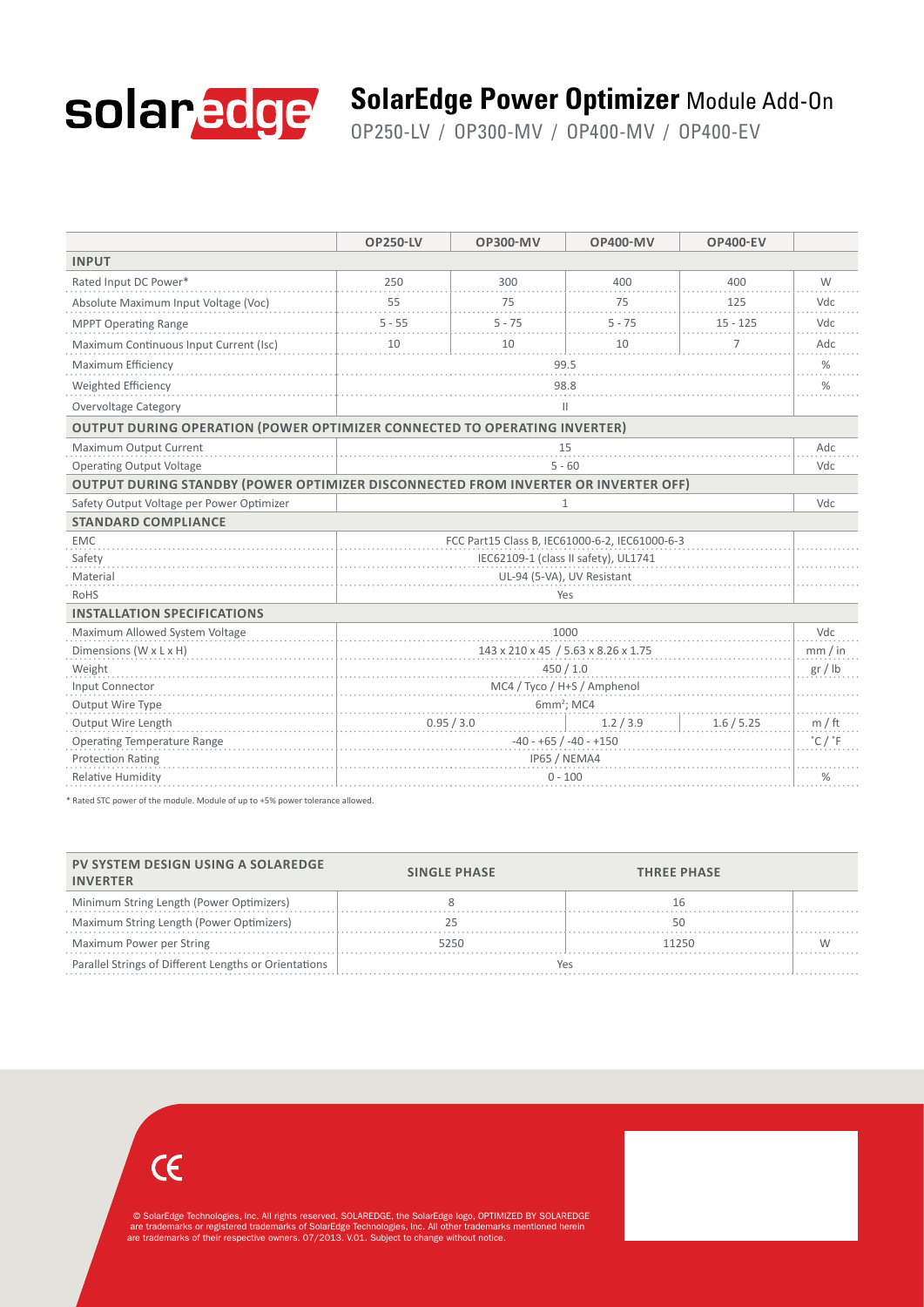# SolarEdge Power Optimizer Module Add-On

OP250-LV / OP300-MV / OP400-MV / OP400-EV

| | OP250-LV | OP300-MV | OP400-MV | OP400-EV | |
|---|---|---|---|---|---|
| **INPUT** | | | | | |
| Rated Input DC Power* | 250 | 300 | 400 | 400 | W |
| Absolute Maximum Input Voltage (Voc) | 55 | 75 | 75 | 125 | Vdc |
| MPPT Operating Range | 5 - 55 | 5 - 75 | 5 - 75 | 15 - 125 | Vdc |
| Maximum Continuous Input Current (Isc) | 10 | 10 | 10 | 7 | Adc |
| Maximum Efficiency | 99.5 | | | | % |
| Weighted Efficiency | 98.8 | | | | % |
| Overvoltage Category | II | | | | |
| **OUTPUT DURING OPERATION (POWER OPTIMIZER CONNECTED TO OPERATING INVERTER)** | | | | | |
| Maximum Output Current | 15 | | | | Adc |
| Operating Output Voltage | 5 - 60 | | | | Vdc |
| **OUTPUT DURING STANDBY (POWER OPTIMIZER DISCONNECTED FROM INVERTER OR INVERTER OFF)** | | | | | |
| Safety Output Voltage per Power Optimizer | 1 | | | | Vdc |
| **STANDARD COMPLIANCE** | | | | | |
| EMC | FCC Part15 Class B, IEC61000-6-2, IEC61000-6-3 | | | | |
| Safety | IEC62109-1 (class II safety), UL1741 | | | | |
| Material | UL-94 (5-VA), UV Resistant | | | | |
| RoHS | Yes | | | | |
| **INSTALLATION SPECIFICATIONS** | | | | | |
| Maximum Allowed System Voltage | 1000 | | | | Vdc |
| Dimensions (W x L x H) | 143 x 210 x 45 / 5.63 x 8.26 x 1.75 | | | | mm / in |
| Weight | 450 / 1.0 | | | | gr / lb |
| Input Connector | MC4 / Tyco / H+S / Amphenol | | | | |
| Output Wire Type | 6mm²; MC4 | | | | |
| Output Wire Length | 0.95 / 3.0 | | 1.2 / 3.9 | 1.6 / 5.25 | m / ft |
| Operating Temperature Range | -40 - +65 / -40 - +150 | | | | ˚C / ˚F |
| Protection Rating | IP65 / NEMA4 | | | | |
| Relative Humidity | 0 - 100 | | | | % |

* Rated STC power of the module. Module of up to +5% power tolerance allowed.

| PV SYSTEM DESIGN USING A SOLAREDGE INVERTER | SINGLE PHASE | THREE PHASE | |
|---|---|---|---|
| Minimum String Length (Power Optimizers) | 8 | 16 | |
| Maximum String Length (Power Optimizers) | 25 | 50 | |
| Maximum Power per String | 5250 | 11250 | W |
| Parallel Strings of Different Lengths or Orientations | Yes | | |

CE

© SolarEdge Technologies, Inc. All rights reserved. SOLAREDGE, the SolarEdge logo, OPTIMIZED BY SOLAREDGE are trademarks or registered trademarks of SolarEdge Technologies, Inc. All other trademarks mentioned herein are trademarks of their respective owners. 07/2013. V.01. Subject to change without notice.